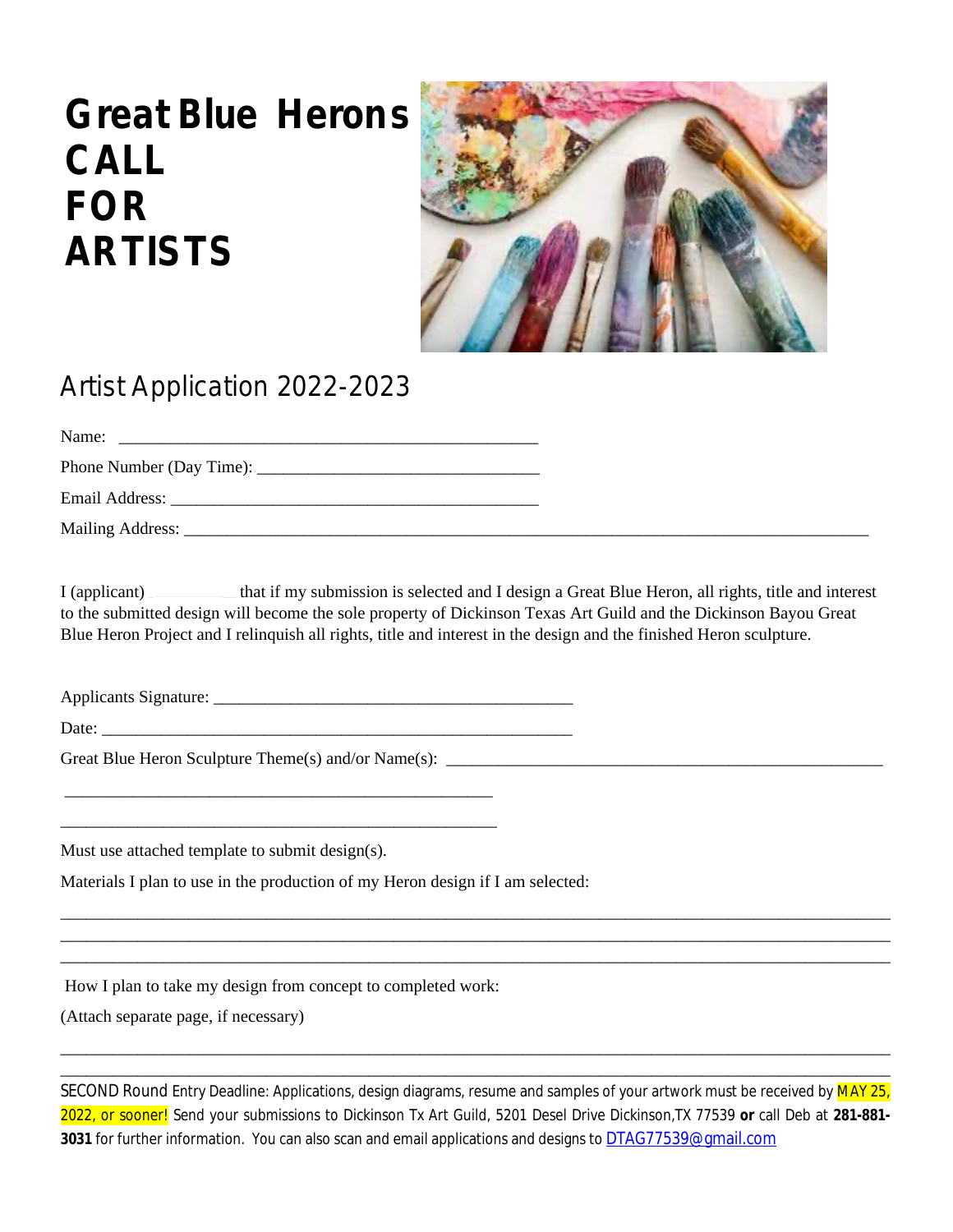# Great Blue Herons CALL FOR ARTISTS

## Artist Application 2022-2023

Name: ______________________________________________

Phone Number (Day Time): ______________________________

Email Address: ________________________________________

Mailing Address: ______________________________________________________________________________

I (applicant) __________ that if my submission is selected and I design a Great Blue Heron, all rights, title and interest to the submitted design will become the sole property of Dickinson Texas Art Guild and the Dickinson Bayou Great Blue Heron Project and I relinquish all rights, title and interest in the design and the finished Heron sculpture.

Applicants Signature: ________________________________________

Date: _____________________________________________________

Great Blue Heron Sculpture Theme(s) and/or Name(s): ________________________________________________

________________________________________________

________________________________________________

Must use attached template to submit design(s).

Materials I plan to use in the production of my Heron design if I am selected:

____________________________________________________________________________________________

____________________________________________________________________________________________

____________________________________________________________________________________________

How I plan to take my design from concept to completed work:

(Attach separate page, if necessary)

____________________________________________________________________________________________

____________________________________________________________________________________________

SECOND Round Entry Deadline: Applications, design diagrams, resume and samples of your artwork must be received by MAY 25, 2022, or sooner! Send your submissions to Dickinson Tx Art Guild, 5201 Desel Drive Dickinson,TX 77539 **or** call Deb at **281-881-3031** for further information. You can also scan and email applications and designs to DTAG77539@gmail.com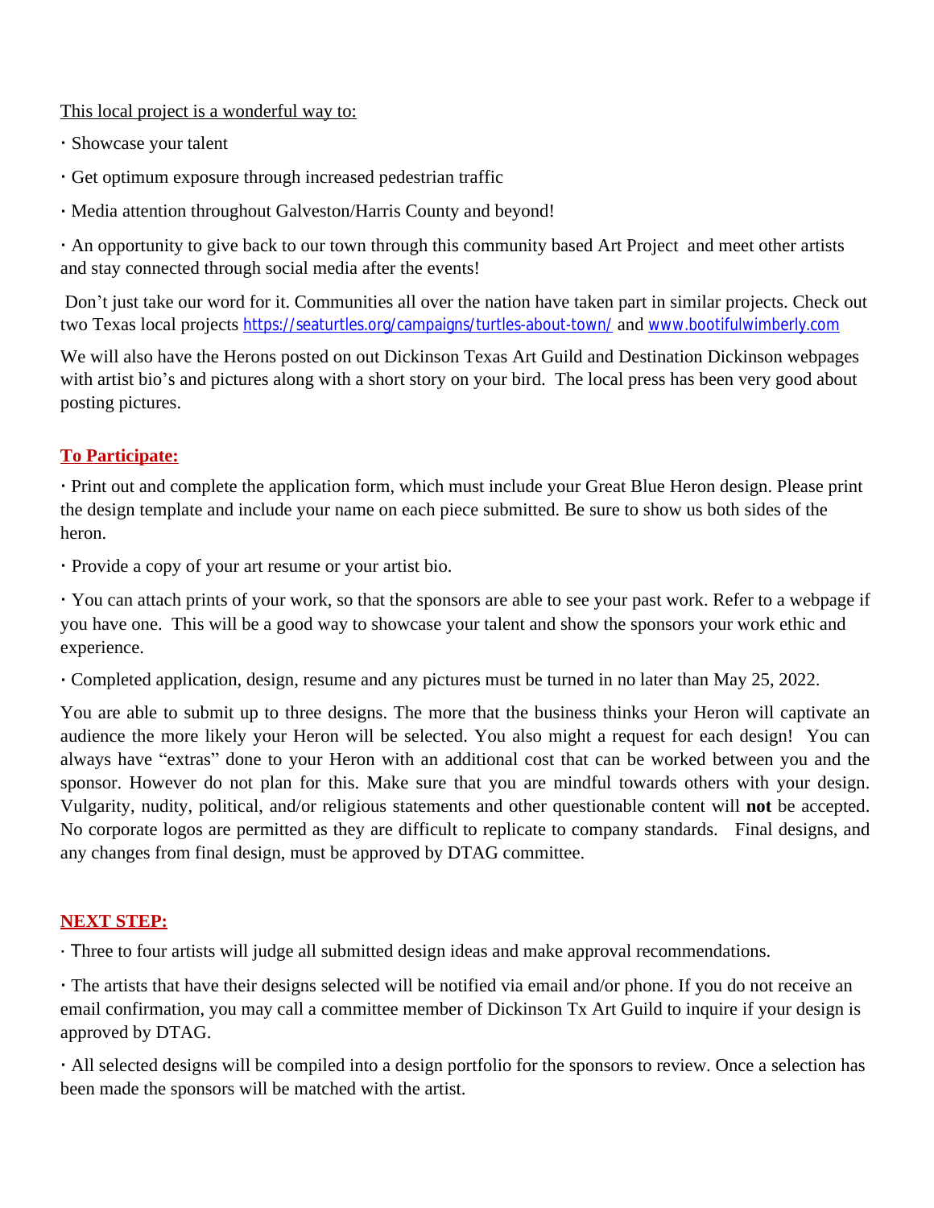This local project is a wonderful way to:

· Showcase your talent

· Get optimum exposure through increased pedestrian traffic

· Media attention throughout Galveston/Harris County and beyond!

· An opportunity to give back to our town through this community based Art Project and meet other artists and stay connected through social media after the events!

Don't just take our word for it. Communities all over the nation have taken part in similar projects. Check out two Texas local projects https://seaturtles.org/campaigns/turtles-about-town/ and www.bootifulwimberly.com

We will also have the Herons posted on out Dickinson Texas Art Guild and Destination Dickinson webpages with artist bio's and pictures along with a short story on your bird. The local press has been very good about posting pictures.

## To Participate:

· Print out and complete the application form, which must include your Great Blue Heron design. Please print the design template and include your name on each piece submitted. Be sure to show us both sides of the heron.

· Provide a copy of your art resume or your artist bio.

· You can attach prints of your work, so that the sponsors are able to see your past work. Refer to a webpage if you have one. This will be a good way to showcase your talent and show the sponsors your work ethic and experience.

· Completed application, design, resume and any pictures must be turned in no later than May 25, 2022.

You are able to submit up to three designs. The more that the business thinks your Heron will captivate an audience the more likely your Heron will be selected. You also might a request for each design! You can always have "extras" done to your Heron with an additional cost that can be worked between you and the sponsor. However do not plan for this. Make sure that you are mindful towards others with your design. Vulgarity, nudity, political, and/or religious statements and other questionable content will **not** be accepted. No corporate logos are permitted as they are difficult to replicate to company standards. Final designs, and any changes from final design, must be approved by DTAG committee.

## NEXT STEP:

· Three to four artists will judge all submitted design ideas and make approval recommendations.

· The artists that have their designs selected will be notified via email and/or phone. If you do not receive an email confirmation, you may call a committee member of Dickinson Tx Art Guild to inquire if your design is approved by DTAG.

· All selected designs will be compiled into a design portfolio for the sponsors to review. Once a selection has been made the sponsors will be matched with the artist.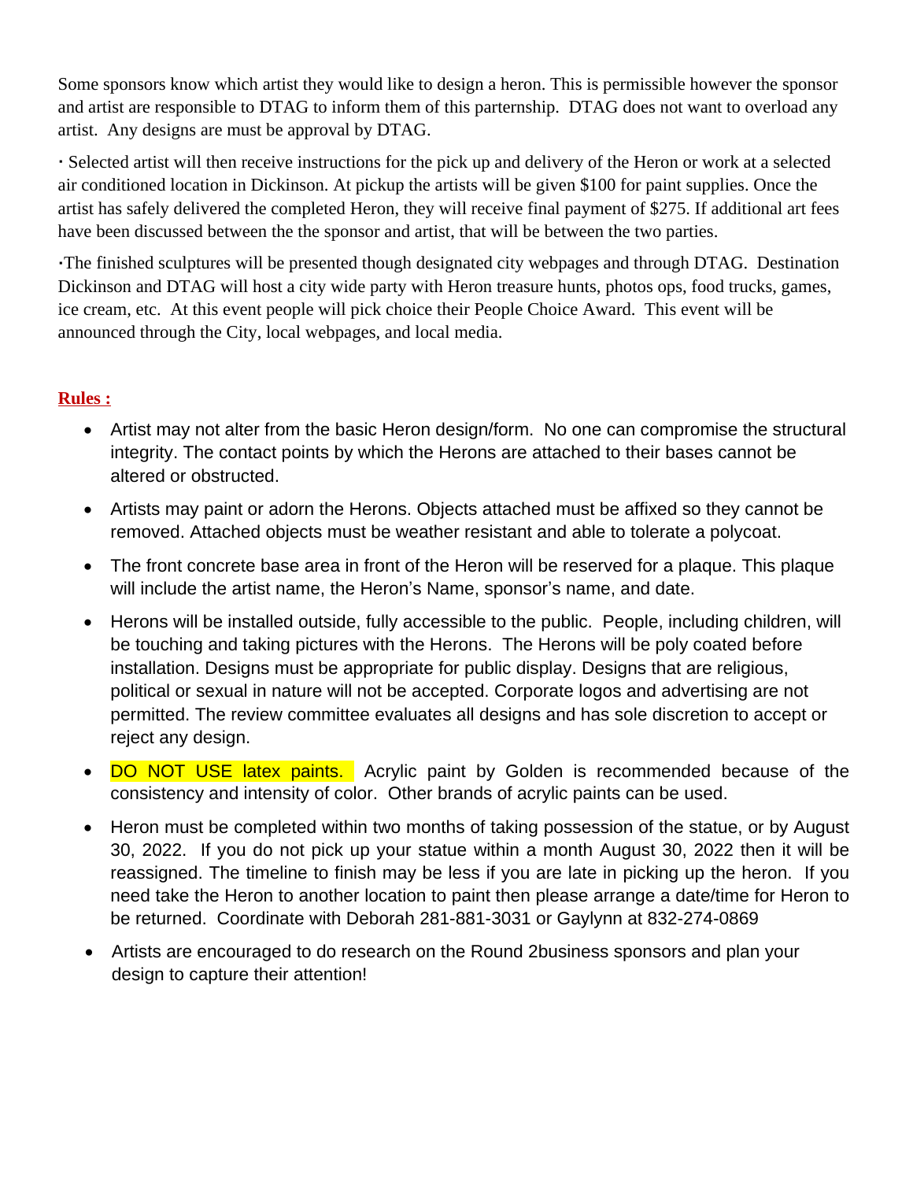Some sponsors know which artist they would like to design a heron. This is permissible however the sponsor and artist are responsible to DTAG to inform them of this parternship. DTAG does not want to overload any artist. Any designs are must be approval by DTAG.

· Selected artist will then receive instructions for the pick up and delivery of the Heron or work at a selected air conditioned location in Dickinson. At pickup the artists will be given $100 for paint supplies. Once the artist has safely delivered the completed Heron, they will receive final payment of $275. If additional art fees have been discussed between the the sponsor and artist, that will be between the two parties.

·The finished sculptures will be presented though designated city webpages and through DTAG. Destination Dickinson and DTAG will host a city wide party with Heron treasure hunts, photos ops, food trucks, games, ice cream, etc. At this event people will pick choice their People Choice Award. This event will be announced through the City, local webpages, and local media.

**Rules :**

- Artist may not alter from the basic Heron design/form. No one can compromise the structural integrity. The contact points by which the Herons are attached to their bases cannot be altered or obstructed.
- Artists may paint or adorn the Herons. Objects attached must be affixed so they cannot be removed. Attached objects must be weather resistant and able to tolerate a polycoat.
- The front concrete base area in front of the Heron will be reserved for a plaque. This plaque will include the artist name, the Heron's Name, sponsor's name, and date.
- Herons will be installed outside, fully accessible to the public. People, including children, will be touching and taking pictures with the Herons. The Herons will be poly coated before installation. Designs must be appropriate for public display. Designs that are religious, political or sexual in nature will not be accepted. Corporate logos and advertising are not permitted. The review committee evaluates all designs and has sole discretion to accept or reject any design.
- DO NOT USE latex paints. Acrylic paint by Golden is recommended because of the consistency and intensity of color. Other brands of acrylic paints can be used.
- Heron must be completed within two months of taking possession of the statue, or by August 30, 2022. If you do not pick up your statue within a month August 30, 2022 then it will be reassigned. The timeline to finish may be less if you are late in picking up the heron. If you need take the Heron to another location to paint then please arrange a date/time for Heron to be returned. Coordinate with Deborah 281-881-3031 or Gaylynn at 832-274-0869
- Artists are encouraged to do research on the Round 2business sponsors and plan your design to capture their attention!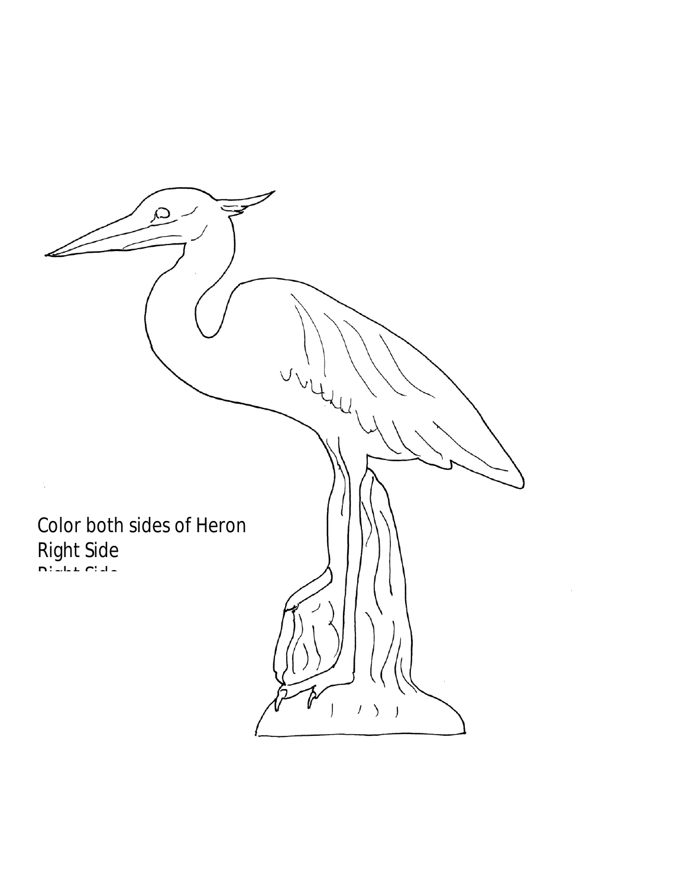Color both sides of Heron
Right Side